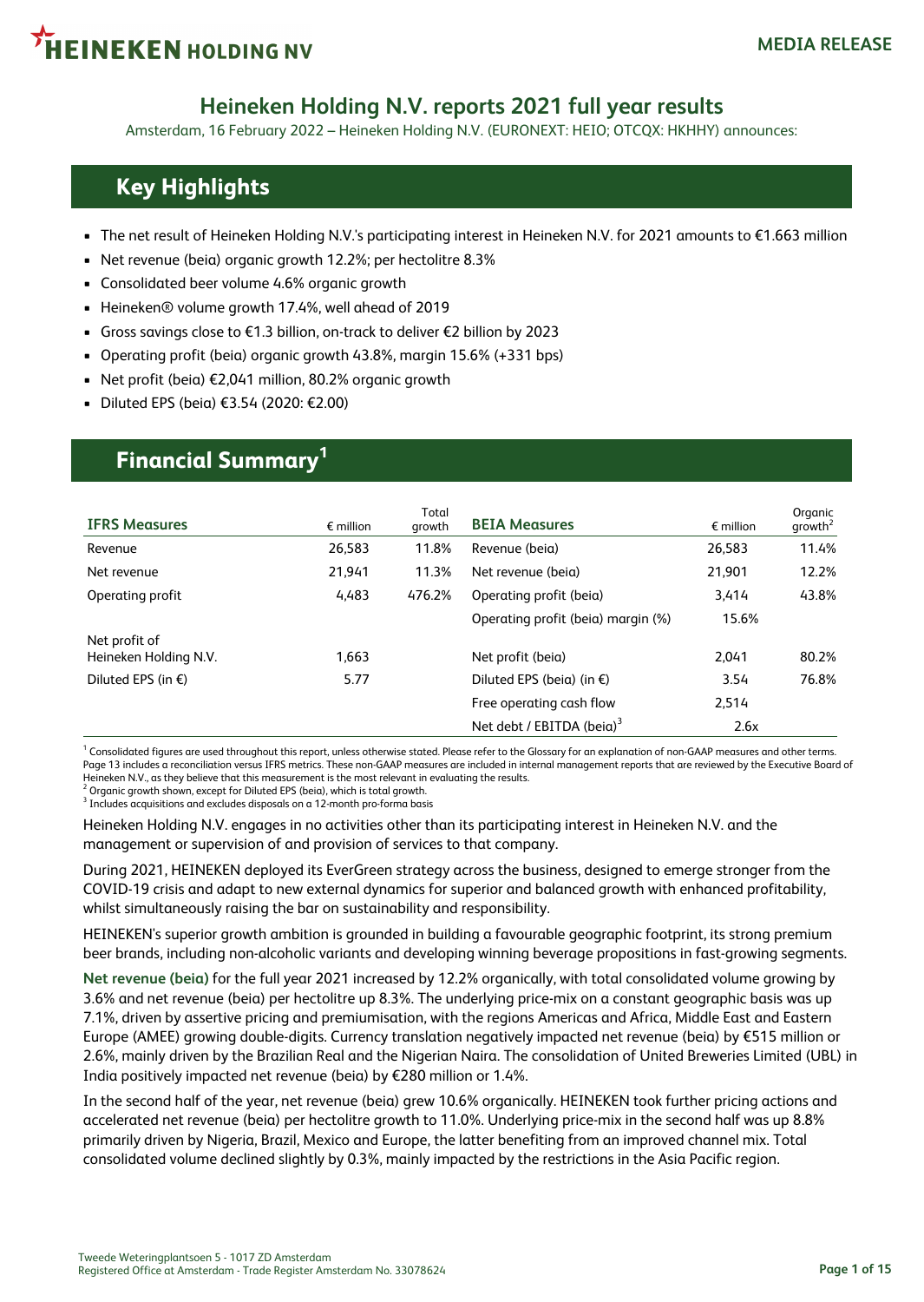# Heineken Holding N.V. reports 2021 full year results

Amsterdam, 16 February 2022 – Heineken Holding N.V. (EURONEXT: HEIO; OTCQX: HKHHY) announces:

## Key Highlights

- The net result of Heineken Holding N.V.'s participating interest in Heineken N.V. for 2021 amounts to €1.663 million
- Net revenue (beia) organic growth 12.2%; per hectolitre 8.3%
- Consolidated beer volume 4.6% organic growth
- Heineken® volume growth 17.4%, well ahead of 2019
- Gross savings close to €1.3 billion, on-track to deliver €2 billion by 2023
- Operating profit (beia) organic growth 43.8%, margin 15.6% (+331 bps)
- Net profit (beia) €2,041 million, 80.2% organic growth
- Diluted EPS (beia) €3.54 (2020: €2.00)

## Financial Summary[1]

| IFRS Measures | € million | Total growth | BEIA Measures | € million | Organic growth[2] |
|---|---|---|---|---|---|
| Revenue | 26,583 | 11.8% | Revenue (beia) | 26,583 | 11.4% |
| Net revenue | 21,941 | 11.3% | Net revenue (beia) | 21,901 | 12.2% |
| Operating profit | 4,483 | 476.2% | Operating profit (beia) | 3,414 | 43.8% |
| | | | Operating profit (beia) margin (%) | 15.6% | |
| Net profit of Heineken Holding N.V. | 1,663 | | Net profit (beia) | 2,041 | 80.2% |
| Diluted EPS (in €) | 5.77 | | Diluted EPS (beia) (in €) | 3.54 | 76.8% |
| | | | Free operating cash flow | 2,514 | |
| | | | Net debt / EBITDA (beia)[3] | 2.6x | |

[1] Consolidated figures are used throughout this report, unless otherwise stated. Please refer to the Glossary for an explanation of non-GAAP measures and other terms. Page 13 includes a reconciliation versus IFRS metrics. These non-GAAP measures are included in internal management reports that are reviewed by the Executive Board of Heineken N.V., as they believe that this measurement is the most relevant in evaluating the results.
[2] Organic growth shown, except for Diluted EPS (beia), which is total growth.
[3] Includes acquisitions and excludes disposals on a 12-month pro-forma basis

Heineken Holding N.V. engages in no activities other than its participating interest in Heineken N.V. and the management or supervision of and provision of services to that company.

During 2021, HEINEKEN deployed its EverGreen strategy across the business, designed to emerge stronger from the COVID-19 crisis and adapt to new external dynamics for superior and balanced growth with enhanced profitability, whilst simultaneously raising the bar on sustainability and responsibility.

HEINEKEN's superior growth ambition is grounded in building a favourable geographic footprint, its strong premium beer brands, including non-alcoholic variants and developing winning beverage propositions in fast-growing segments.

**Net revenue (beia)** for the full year 2021 increased by 12.2% organically, with total consolidated volume growing by 3.6% and net revenue (beia) per hectolitre up 8.3%. The underlying price-mix on a constant geographic basis was up 7.1%, driven by assertive pricing and premiumisation, with the regions Americas and Africa, Middle East and Eastern Europe (AMEE) growing double-digits. Currency translation negatively impacted net revenue (beia) by €515 million or 2.6%, mainly driven by the Brazilian Real and the Nigerian Naira. The consolidation of United Breweries Limited (UBL) in India positively impacted net revenue (beia) by €280 million or 1.4%.

In the second half of the year, net revenue (beia) grew 10.6% organically. HEINEKEN took further pricing actions and accelerated net revenue (beia) per hectolitre growth to 11.0%. Underlying price-mix in the second half was up 8.8% primarily driven by Nigeria, Brazil, Mexico and Europe, the latter benefiting from an improved channel mix. Total consolidated volume declined slightly by 0.3%, mainly impacted by the restrictions in the Asia Pacific region.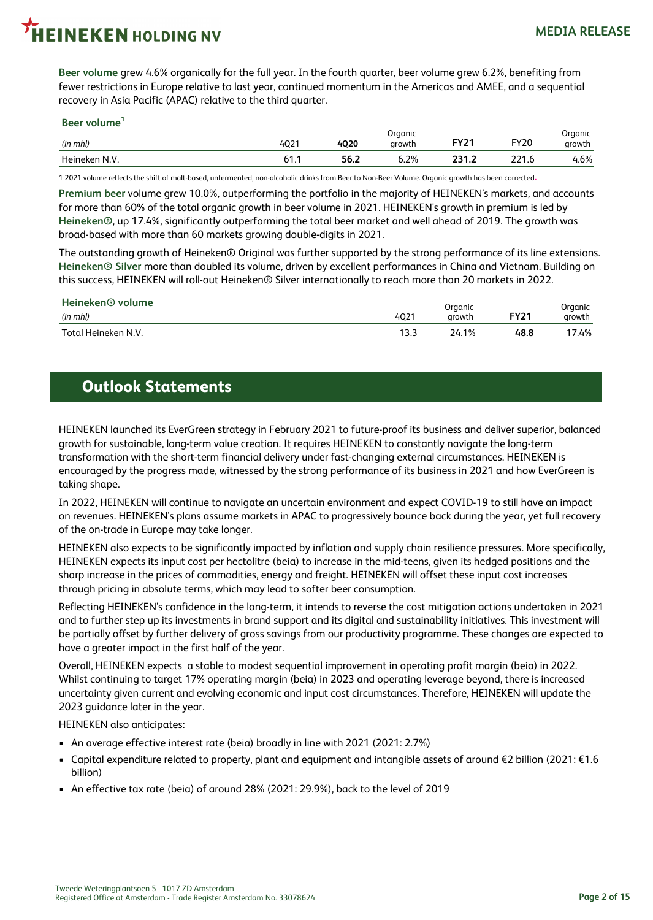**Beer volume** grew 4.6% organically for the full year. In the fourth quarter, beer volume grew 6.2%, benefiting from fewer restrictions in Europe relative to last year, continued momentum in the Americas and AMEE, and a sequential recovery in Asia Pacific (APAC) relative to the third quarter.

**Beer volume**[1]

| *(in mhl)* | 4Q21 | 4Q20 | Organic growth | FY21 | FY20 | Organic growth |
|---|---|---|---|---|---|---|
| Heineken N.V. | 61.1 | 56.2 | 6.2% | 231.2 | 221.6 | 4.6% |

1 2021 volume reflects the shift of malt-based, unfermented, non-alcoholic drinks from Beer to Non-Beer Volume. Organic growth has been corrected.

**Premium beer** volume grew 10.0%, outperforming the portfolio in the majority of HEINEKEN's markets, and accounts for more than 60% of the total organic growth in beer volume in 2021. HEINEKEN's growth in premium is led by **Heineken®**, up 17.4%, significantly outperforming the total beer market and well ahead of 2019. The growth was broad-based with more than 60 markets growing double-digits in 2021.

The outstanding growth of Heineken® Original was further supported by the strong performance of its line extensions. **Heineken® Silver** more than doubled its volume, driven by excellent performances in China and Vietnam. Building on this success, HEINEKEN will roll-out Heineken® Silver internationally to reach more than 20 markets in 2022.

**Heineken® volume**

| *(in mhl)* | 4Q21 | Organic growth | FY21 | Organic growth |
|---|---|---|---|---|
| Total Heineken N.V. | 13.3 | 24.1% | 48.8 | 17.4% |

## Outlook Statements

HEINEKEN launched its EverGreen strategy in February 2021 to future-proof its business and deliver superior, balanced growth for sustainable, long-term value creation. It requires HEINEKEN to constantly navigate the long-term transformation with the short-term financial delivery under fast-changing external circumstances. HEINEKEN is encouraged by the progress made, witnessed by the strong performance of its business in 2021 and how EverGreen is taking shape.

In 2022, HEINEKEN will continue to navigate an uncertain environment and expect COVID-19 to still have an impact on revenues. HEINEKEN's plans assume markets in APAC to progressively bounce back during the year, yet full recovery of the on-trade in Europe may take longer.

HEINEKEN also expects to be significantly impacted by inflation and supply chain resilience pressures. More specifically, HEINEKEN expects its input cost per hectolitre (beia) to increase in the mid-teens, given its hedged positions and the sharp increase in the prices of commodities, energy and freight. HEINEKEN will offset these input cost increases through pricing in absolute terms, which may lead to softer beer consumption.

Reflecting HEINEKEN's confidence in the long-term, it intends to reverse the cost mitigation actions undertaken in 2021 and to further step up its investments in brand support and its digital and sustainability initiatives. This investment will be partially offset by further delivery of gross savings from our productivity programme. These changes are expected to have a greater impact in the first half of the year.

Overall, HEINEKEN expects a stable to modest sequential improvement in operating profit margin (beia) in 2022. Whilst continuing to target 17% operating margin (beia) in 2023 and operating leverage beyond, there is increased uncertainty given current and evolving economic and input cost circumstances. Therefore, HEINEKEN will update the 2023 guidance later in the year.

HEINEKEN also anticipates:

- An average effective interest rate (beia) broadly in line with 2021 (2021: 2.7%)
- Capital expenditure related to property, plant and equipment and intangible assets of around €2 billion (2021: €1.6 billion)
- An effective tax rate (beia) of around 28% (2021: 29.9%), back to the level of 2019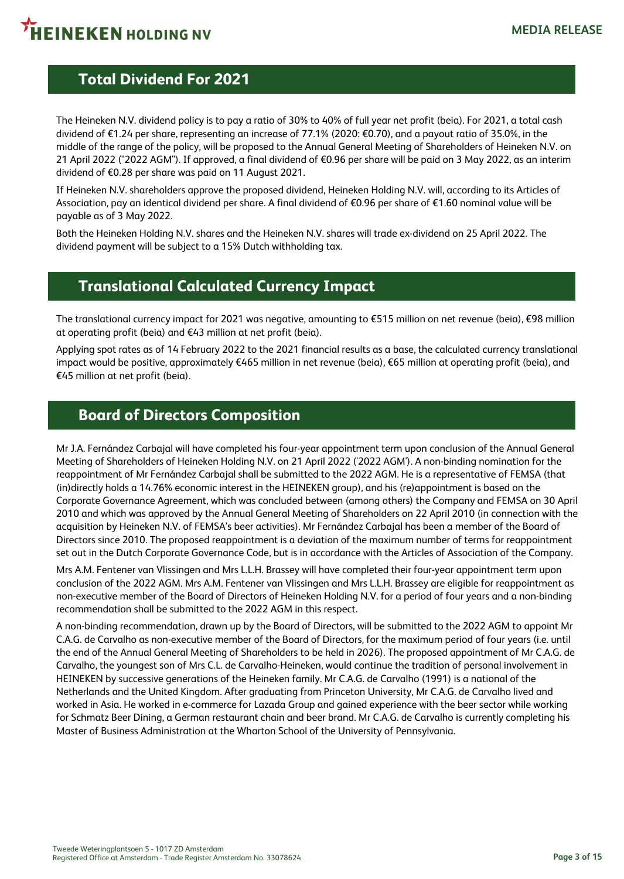## Total Dividend For 2021

The Heineken N.V. dividend policy is to pay a ratio of 30% to 40% of full year net profit (beia). For 2021, a total cash dividend of €1.24 per share, representing an increase of 77.1% (2020: €0.70), and a payout ratio of 35.0%, in the middle of the range of the policy, will be proposed to the Annual General Meeting of Shareholders of Heineken N.V. on 21 April 2022 ("2022 AGM"). If approved, a final dividend of €0.96 per share will be paid on 3 May 2022, as an interim dividend of €0.28 per share was paid on 11 August 2021.

If Heineken N.V. shareholders approve the proposed dividend, Heineken Holding N.V. will, according to its Articles of Association, pay an identical dividend per share. A final dividend of €0.96 per share of €1.60 nominal value will be payable as of 3 May 2022.

Both the Heineken Holding N.V. shares and the Heineken N.V. shares will trade ex-dividend on 25 April 2022. The dividend payment will be subject to a 15% Dutch withholding tax.

## Translational Calculated Currency Impact

The translational currency impact for 2021 was negative, amounting to €515 million on net revenue (beia), €98 million at operating profit (beia) and €43 million at net profit (beia).

Applying spot rates as of 14 February 2022 to the 2021 financial results as a base, the calculated currency translational impact would be positive, approximately €465 million in net revenue (beia), €65 million at operating profit (beia), and €45 million at net profit (beia).

## Board of Directors Composition

Mr J.A. Fernández Carbajal will have completed his four-year appointment term upon conclusion of the Annual General Meeting of Shareholders of Heineken Holding N.V. on 21 April 2022 ('2022 AGM'). A non-binding nomination for the reappointment of Mr Fernández Carbajal shall be submitted to the 2022 AGM. He is a representative of FEMSA (that (in)directly holds a 14.76% economic interest in the HEINEKEN group), and his (re)appointment is based on the Corporate Governance Agreement, which was concluded between (among others) the Company and FEMSA on 30 April 2010 and which was approved by the Annual General Meeting of Shareholders on 22 April 2010 (in connection with the acquisition by Heineken N.V. of FEMSA's beer activities). Mr Fernández Carbajal has been a member of the Board of Directors since 2010. The proposed reappointment is a deviation of the maximum number of terms for reappointment set out in the Dutch Corporate Governance Code, but is in accordance with the Articles of Association of the Company.

Mrs A.M. Fentener van Vlissingen and Mrs L.L.H. Brassey will have completed their four-year appointment term upon conclusion of the 2022 AGM. Mrs A.M. Fentener van Vlissingen and Mrs L.L.H. Brassey are eligible for reappointment as non-executive member of the Board of Directors of Heineken Holding N.V. for a period of four years and a non-binding recommendation shall be submitted to the 2022 AGM in this respect.

A non-binding recommendation, drawn up by the Board of Directors, will be submitted to the 2022 AGM to appoint Mr C.A.G. de Carvalho as non-executive member of the Board of Directors, for the maximum period of four years (i.e. until the end of the Annual General Meeting of Shareholders to be held in 2026). The proposed appointment of Mr C.A.G. de Carvalho, the youngest son of Mrs C.L. de Carvalho-Heineken, would continue the tradition of personal involvement in HEINEKEN by successive generations of the Heineken family. Mr C.A.G. de Carvalho (1991) is a national of the Netherlands and the United Kingdom. After graduating from Princeton University, Mr C.A.G. de Carvalho lived and worked in Asia. He worked in e-commerce for Lazada Group and gained experience with the beer sector while working for Schmatz Beer Dining, a German restaurant chain and beer brand. Mr C.A.G. de Carvalho is currently completing his Master of Business Administration at the Wharton School of the University of Pennsylvania.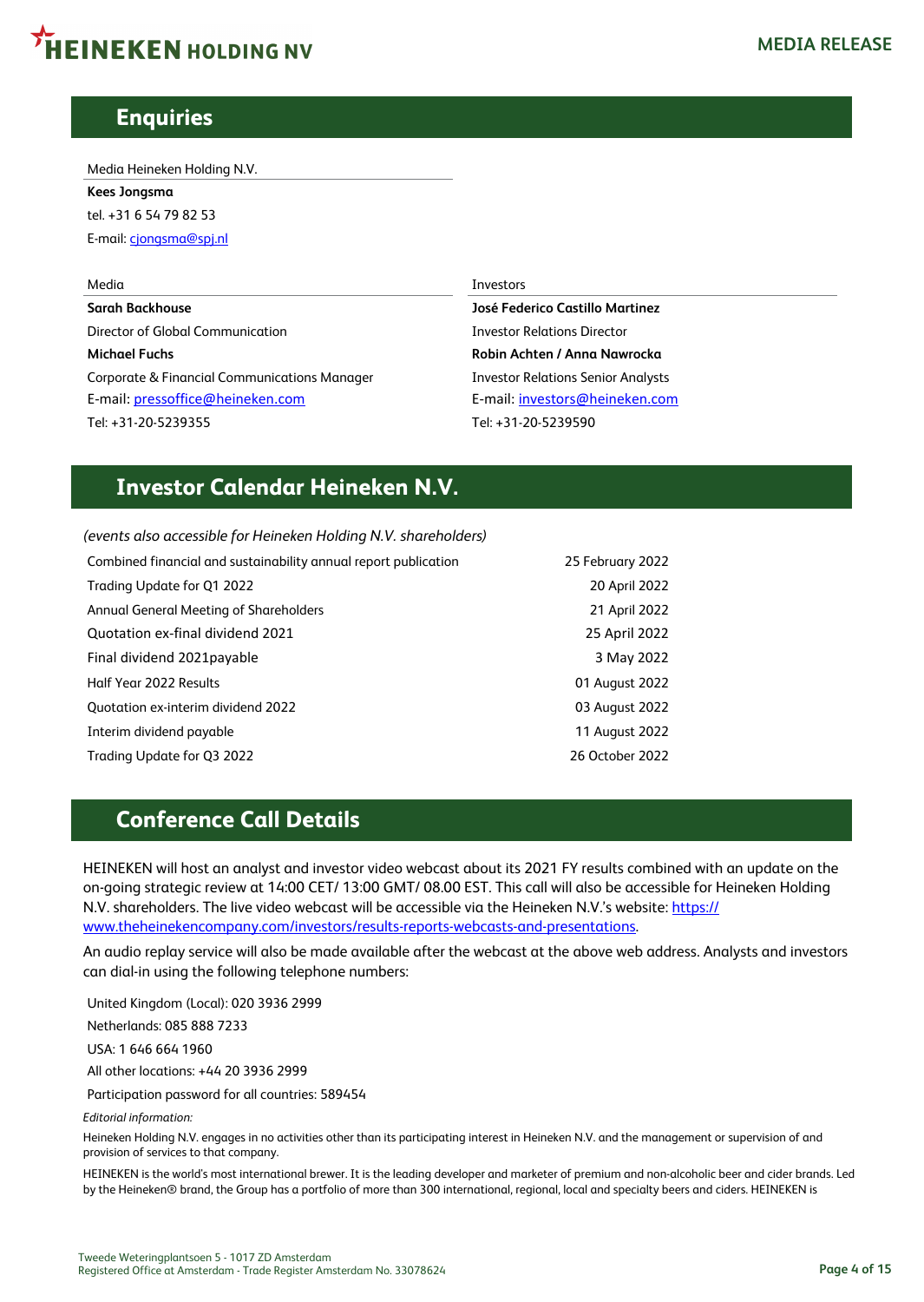## Enquiries

Media Heineken Holding N.V.
**Kees Jongsma**
tel. +31 6 54 79 82 53
E-mail: cjongsma@spj.nl

Media
**Sarah Backhouse**
Director of Global Communication
**Michael Fuchs**
Corporate & Financial Communications Manager
E-mail: pressoffice@heineken.com
Tel: +31-20-5239355

Investors
**José Federico Castillo Martinez**
Investor Relations Director
**Robin Achten / Anna Nawrocka**
Investor Relations Senior Analysts
E-mail: investors@heineken.com
Tel: +31-20-5239590

## Investor Calendar Heineken N.V.

*(events also accessible for Heineken Holding N.V. shareholders)*

| | |
|---|---|
| Combined financial and sustainability annual report publication | 25 February 2022 |
| Trading Update for Q1 2022 | 20 April 2022 |
| Annual General Meeting of Shareholders | 21 April 2022 |
| Quotation ex-final dividend 2021 | 25 April 2022 |
| Final dividend 2021payable | 3 May 2022 |
| Half Year 2022 Results | 01 August 2022 |
| Quotation ex-interim dividend 2022 | 03 August 2022 |
| Interim dividend payable | 11 August 2022 |
| Trading Update for Q3 2022 | 26 October 2022 |

## Conference Call Details

HEINEKEN will host an analyst and investor video webcast about its 2021 FY results combined with an update on the on-going strategic review at 14:00 CET/ 13:00 GMT/ 08.00 EST. This call will also be accessible for Heineken Holding N.V. shareholders. The live video webcast will be accessible via the Heineken N.V.'s website: https://www.theheinekencompany.com/investors/results-reports-webcasts-and-presentations.

An audio replay service will also be made available after the webcast at the above web address. Analysts and investors can dial-in using the following telephone numbers:

United Kingdom (Local): 020 3936 2999
Netherlands: 085 888 7233
USA: 1 646 664 1960
All other locations: +44 20 3936 2999
Participation password for all countries: 589454

*Editorial information:*

Heineken Holding N.V. engages in no activities other than its participating interest in Heineken N.V. and the management or supervision of and provision of services to that company.

HEINEKEN is the world's most international brewer. It is the leading developer and marketer of premium and non-alcoholic beer and cider brands. Led by the Heineken® brand, the Group has a portfolio of more than 300 international, regional, local and specialty beers and ciders. HEINEKEN is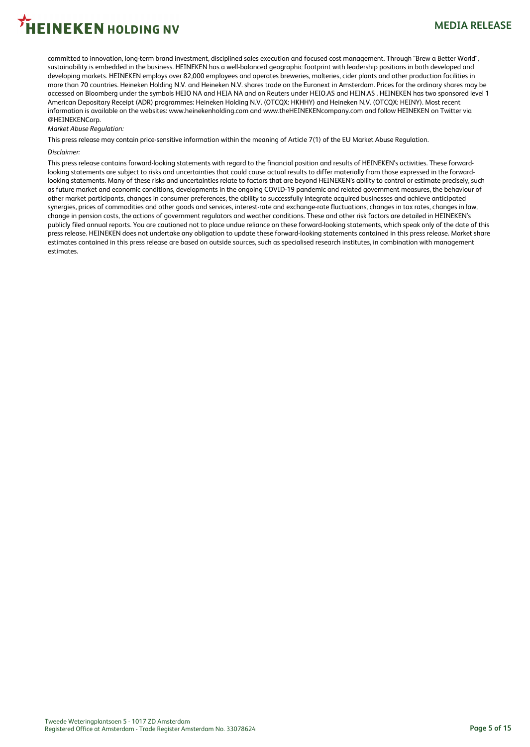committed to innovation, long-term brand investment, disciplined sales execution and focused cost management. Through "Brew a Better World", sustainability is embedded in the business. HEINEKEN has a well-balanced geographic footprint with leadership positions in both developed and developing markets. HEINEKEN employs over 82,000 employees and operates breweries, malteries, cider plants and other production facilities in more than 70 countries. Heineken Holding N.V. and Heineken N.V. shares trade on the Euronext in Amsterdam. Prices for the ordinary shares may be accessed on Bloomberg under the symbols HEIO NA and HEIA NA and on Reuters under HEIO.AS and HEIN.AS . HEINEKEN has two sponsored level 1 American Depositary Receipt (ADR) programmes: Heineken Holding N.V. (OTCQX: HKHHY) and Heineken N.V. (OTCQX: HEINY). Most recent information is available on the websites: www.heinekenholding.com and www.theHEINEKENcompany.com and follow HEINEKEN on Twitter via @HEINEKENCorp.

*Market Abuse Regulation:*

This press release may contain price-sensitive information within the meaning of Article 7(1) of the EU Market Abuse Regulation.

*Disclaimer:*

This press release contains forward-looking statements with regard to the financial position and results of HEINEKEN's activities. These forward-looking statements are subject to risks and uncertainties that could cause actual results to differ materially from those expressed in the forward-looking statements. Many of these risks and uncertainties relate to factors that are beyond HEINEKEN's ability to control or estimate precisely, such as future market and economic conditions, developments in the ongoing COVID-19 pandemic and related government measures, the behaviour of other market participants, changes in consumer preferences, the ability to successfully integrate acquired businesses and achieve anticipated synergies, prices of commodities and other goods and services, interest-rate and exchange-rate fluctuations, changes in tax rates, changes in law, change in pension costs, the actions of government regulators and weather conditions. These and other risk factors are detailed in HEINEKEN's publicly filed annual reports. You are cautioned not to place undue reliance on these forward-looking statements, which speak only of the date of this press release. HEINEKEN does not undertake any obligation to update these forward-looking statements contained in this press release. Market share estimates contained in this press release are based on outside sources, such as specialised research institutes, in combination with management estimates.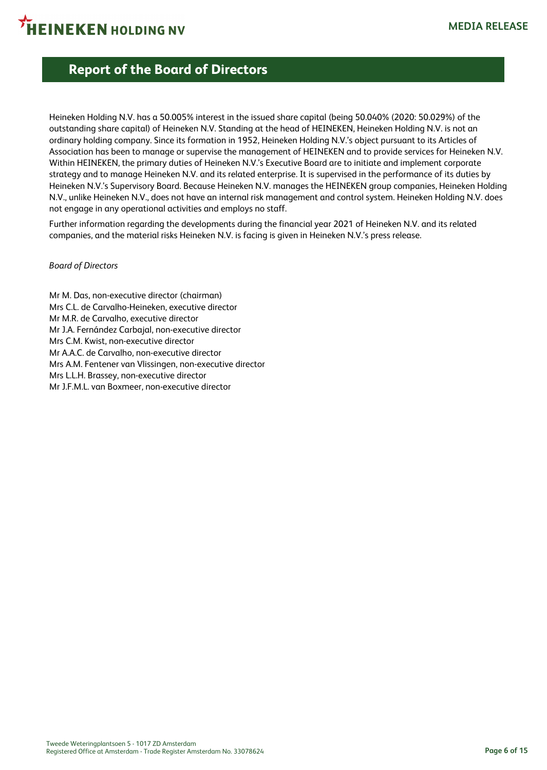# Report of the Board of Directors

Heineken Holding N.V. has a 50.005% interest in the issued share capital (being 50.040% (2020: 50.029%) of the outstanding share capital) of Heineken N.V. Standing at the head of HEINEKEN, Heineken Holding N.V. is not an ordinary holding company. Since its formation in 1952, Heineken Holding N.V.'s object pursuant to its Articles of Association has been to manage or supervise the management of HEINEKEN and to provide services for Heineken N.V. Within HEINEKEN, the primary duties of Heineken N.V.'s Executive Board are to initiate and implement corporate strategy and to manage Heineken N.V. and its related enterprise. It is supervised in the performance of its duties by Heineken N.V.'s Supervisory Board. Because Heineken N.V. manages the HEINEKEN group companies, Heineken Holding N.V., unlike Heineken N.V., does not have an internal risk management and control system. Heineken Holding N.V. does not engage in any operational activities and employs no staff.

Further information regarding the developments during the financial year 2021 of Heineken N.V. and its related companies, and the material risks Heineken N.V. is facing is given in Heineken N.V.'s press release.

*Board of Directors*

Mr M. Das, non-executive director (chairman)
Mrs C.L. de Carvalho-Heineken, executive director
Mr M.R. de Carvalho, executive director
Mr J.A. Fernández Carbajal, non-executive director
Mrs C.M. Kwist, non-executive director
Mr A.A.C. de Carvalho, non-executive director
Mrs A.M. Fentener van Vlissingen, non-executive director
Mrs L.L.H. Brassey, non-executive director
Mr J.F.M.L. van Boxmeer, non-executive director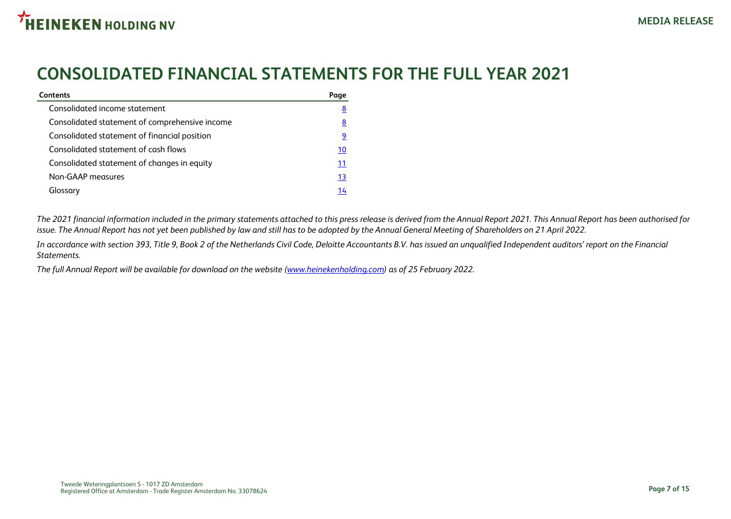# CONSOLIDATED FINANCIAL STATEMENTS FOR THE FULL YEAR 2021

| Contents | Page |
|---|---|
| Consolidated income statement | 8 |
| Consolidated statement of comprehensive income | 8 |
| Consolidated statement of financial position | 9 |
| Consolidated statement of cash flows | 10 |
| Consolidated statement of changes in equity | 11 |
| Non-GAAP measures | 13 |
| Glossary | 14 |

*The 2021 financial information included in the primary statements attached to this press release is derived from the Annual Report 2021. This Annual Report has been authorised for issue. The Annual Report has not yet been published by law and still has to be adopted by the Annual General Meeting of Shareholders on 21 April 2022.*

*In accordance with section 393, Title 9, Book 2 of the Netherlands Civil Code, Deloitte Accountants B.V. has issued an unqualified Independent auditors' report on the Financial Statements.*

*The full Annual Report will be available for download on the website (www.heinekenholding.com) as of 25 February 2022.*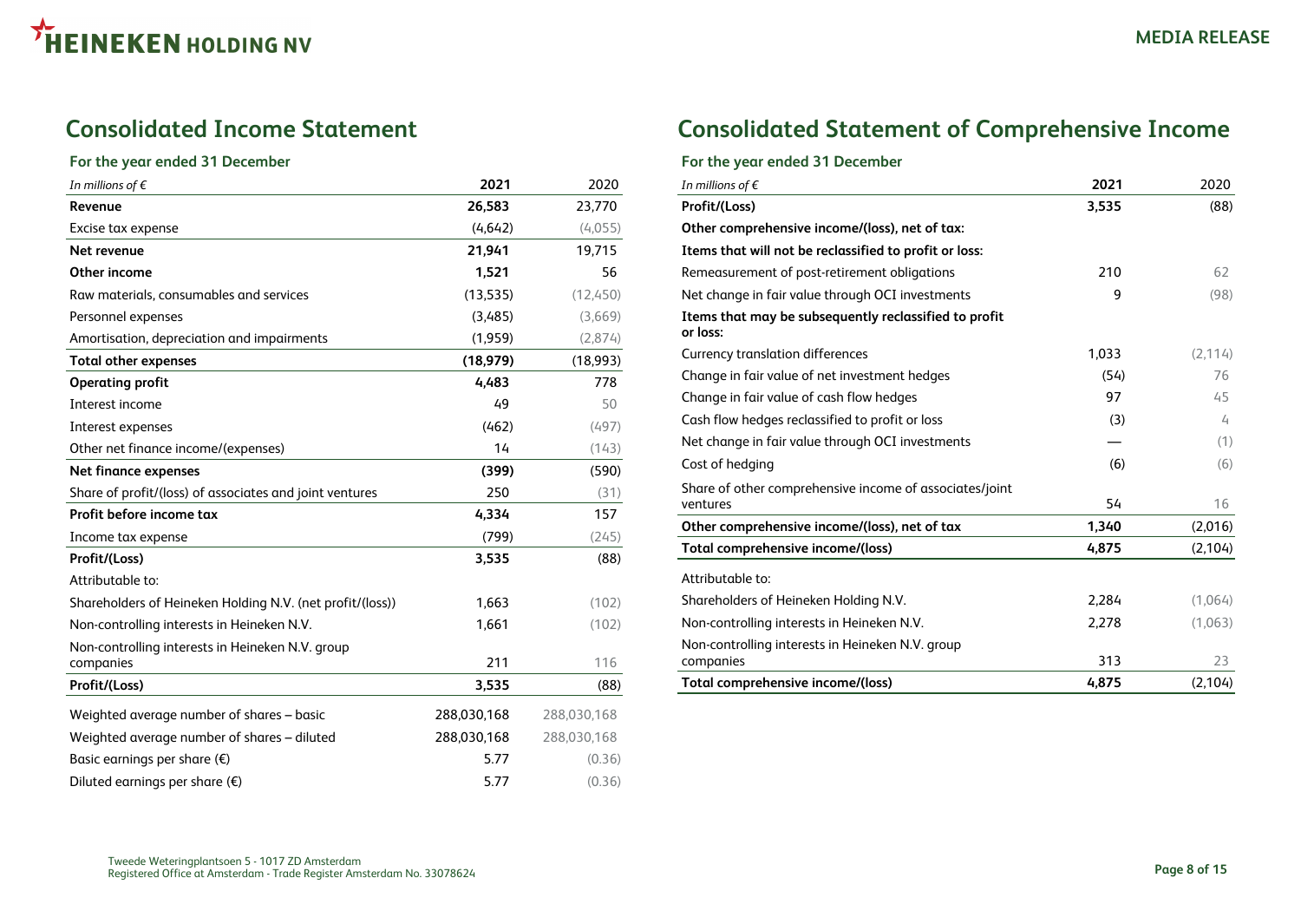## Consolidated Income Statement

### For the year ended 31 December

| *In millions of €* | 2021 | 2020 |
|---|---|---|
| **Revenue** | **26,583** | 23,770 |
| Excise tax expense | (4,642) | (4,055) |
| **Net revenue** | **21,941** | 19,715 |
| **Other income** | **1,521** | 56 |
| Raw materials, consumables and services | (13,535) | (12,450) |
| Personnel expenses | (3,485) | (3,669) |
| Amortisation, depreciation and impairments | (1,959) | (2,874) |
| **Total other expenses** | **(18,979)** | (18,993) |
| **Operating profit** | **4,483** | 778 |
| Interest income | 49 | 50 |
| Interest expenses | (462) | (497) |
| Other net finance income/(expenses) | 14 | (143) |
| **Net finance expenses** | **(399)** | (590) |
| Share of profit/(loss) of associates and joint ventures | 250 | (31) |
| **Profit before income tax** | **4,334** | 157 |
| Income tax expense | (799) | (245) |
| **Profit/(Loss)** | **3,535** | (88) |
| Attributable to: | | |
| Shareholders of Heineken Holding N.V. (net profit/(loss)) | 1,663 | (102) |
| Non-controlling interests in Heineken N.V. | 1,661 | (102) |
| Non-controlling interests in Heineken N.V. group companies | 211 | 116 |
| **Profit/(Loss)** | **3,535** | (88) |
| Weighted average number of shares – basic | 288,030,168 | 288,030,168 |
| Weighted average number of shares – diluted | 288,030,168 | 288,030,168 |
| Basic earnings per share (€) | 5.77 | (0.36) |
| Diluted earnings per share (€) | 5.77 | (0.36) |

## Consolidated Statement of Comprehensive Income

### For the year ended 31 December

| *In millions of €* | 2021 | 2020 |
|---|---|---|
| **Profit/(Loss)** | **3,535** | (88) |
| **Other comprehensive income/(loss), net of tax:** | | |
| **Items that will not be reclassified to profit or loss:** | | |
| Remeasurement of post-retirement obligations | 210 | 62 |
| Net change in fair value through OCI investments | 9 | (98) |
| **Items that may be subsequently reclassified to profit or loss:** | | |
| Currency translation differences | 1,033 | (2,114) |
| Change in fair value of net investment hedges | (54) | 76 |
| Change in fair value of cash flow hedges | 97 | 45 |
| Cash flow hedges reclassified to profit or loss | (3) | 4 |
| Net change in fair value through OCI investments | — | (1) |
| Cost of hedging | (6) | (6) |
| Share of other comprehensive income of associates/joint ventures | 54 | 16 |
| **Other comprehensive income/(loss), net of tax** | **1,340** | (2,016) |
| **Total comprehensive income/(loss)** | **4,875** | (2,104) |
| Attributable to: | | |
| Shareholders of Heineken Holding N.V. | 2,284 | (1,064) |
| Non-controlling interests in Heineken N.V. | 2,278 | (1,063) |
| Non-controlling interests in Heineken N.V. group companies | 313 | 23 |
| **Total comprehensive income/(loss)** | **4,875** | (2,104) |

Tweede Weteringplantsoen 5 - 1017 ZD Amsterdam
Registered Office at Amsterdam - Trade Register Amsterdam No. 33078624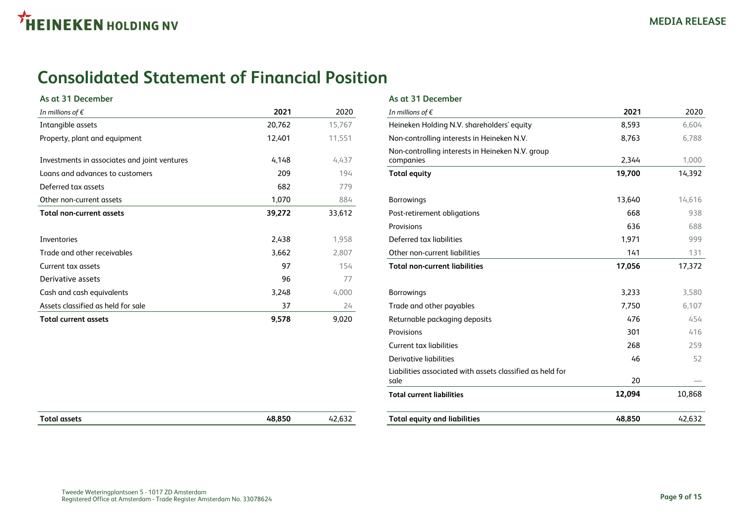# Consolidated Statement of Financial Position

### As at 31 December

| *In millions of €* | **2021** | 2020 |
|---|---|---|
| Intangible assets | 20,762 | 15,767 |
| Property, plant and equipment | 12,401 | 11,551 |
| Investments in associates and joint ventures | 4,148 | 4,437 |
| Loans and advances to customers | 209 | 194 |
| Deferred tax assets | 682 | 779 |
| Other non-current assets | 1,070 | 884 |
| **Total non-current assets** | **39,272** | 33,612 |
| Inventories | 2,438 | 1,958 |
| Trade and other receivables | 3,662 | 2,807 |
| Current tax assets | 97 | 154 |
| Derivative assets | 96 | 77 |
| Cash and cash equivalents | 3,248 | 4,000 |
| Assets classified as held for sale | 37 | 24 |
| **Total current assets** | **9,578** | 9,020 |
| **Total assets** | **48,850** | 42,632 |

### As at 31 December

| *In millions of €* | **2021** | 2020 |
|---|---|---|
| Heineken Holding N.V. shareholders' equity | 8,593 | 6,604 |
| Non-controlling interests in Heineken N.V. | 8,763 | 6,788 |
| Non-controlling interests in Heineken N.V. group companies | 2,344 | 1,000 |
| **Total equity** | **19,700** | **14,392** |
| Borrowings | 13,640 | 14,616 |
| Post-retirement obligations | 668 | 938 |
| Provisions | 636 | 688 |
| Deferred tax liabilities | 1,971 | 999 |
| Other non-current liabilities | 141 | 131 |
| **Total non-current liabilities** | **17,056** | 17,372 |
| Borrowings | 3,233 | 3,580 |
| Trade and other payables | 7,750 | 6,107 |
| Returnable packaging deposits | 476 | 454 |
| Provisions | 301 | 416 |
| Current tax liabilities | 268 | 259 |
| Derivative liabilities | 46 | 52 |
| Liabilities associated with assets classified as held for sale | 20 | — |
| **Total current liabilities** | **12,094** | 10,868 |
| **Total equity and liabilities** | **48,850** | 42,632 |

Tweede Weteringplantsoen 5 - 1017 ZD Amsterdam
Registered Office at Amsterdam - Trade Register Amsterdam No. 33078624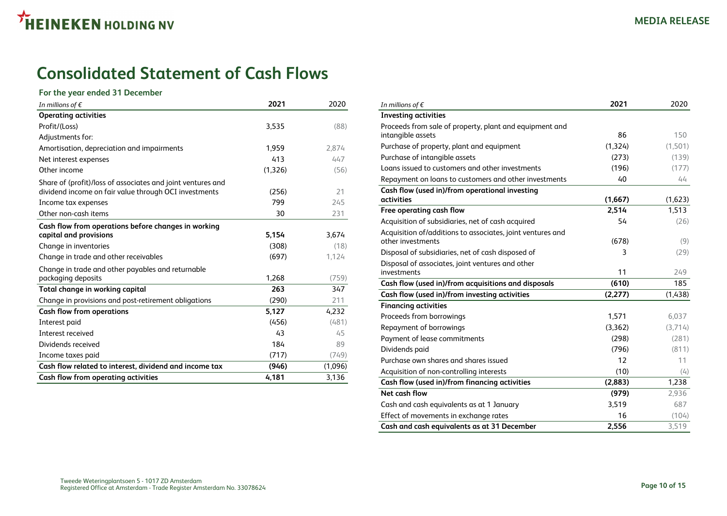# Consolidated Statement of Cash Flows

### For the year ended 31 December

| *In millions of €* | **2021** | 2020 |
|---|---|---|
| **Operating activities** | | |
| Profit/(Loss) | 3,535 | (88) |
| Adjustments for: | | |
| Amortisation, depreciation and impairments | 1,959 | 2,874 |
| Net interest expenses | 413 | 447 |
| Other income | (1,326) | (56) |
| Share of (profit)/loss of associates and joint ventures and dividend income on fair value through OCI investments | (256) | 21 |
| Income tax expenses | 799 | 245 |
| Other non-cash items | 30 | 231 |
| **Cash flow from operations before changes in working capital and provisions** | **5,154** | 3,674 |
| Change in inventories | (308) | (18) |
| Change in trade and other receivables | (697) | 1,124 |
| Change in trade and other payables and returnable packaging deposits | 1,268 | (759) |
| **Total change in working capital** | **263** | 347 |
| Change in provisions and post-retirement obligations | (290) | 211 |
| **Cash flow from operations** | **5,127** | 4,232 |
| Interest paid | (456) | (481) |
| Interest received | 43 | 45 |
| Dividends received | 184 | 89 |
| Income taxes paid | (717) | (749) |
| **Cash flow related to interest, dividend and income tax** | **(946)** | (1,096) |
| **Cash flow from operating activities** | **4,181** | 3,136 |

| *In millions of €* | **2021** | 2020 |
|---|---|---|
| **Investing activities** | | |
| Proceeds from sale of property, plant and equipment and intangible assets | 86 | 150 |
| Purchase of property, plant and equipment | (1,324) | (1,501) |
| Purchase of intangible assets | (273) | (139) |
| Loans issued to customers and other investments | (196) | (177) |
| Repayment on loans to customers and other investments | 40 | 44 |
| **Cash flow (used in)/from operational investing activities** | **(1,667)** | (1,623) |
| **Free operating cash flow** | **2,514** | 1,513 |
| Acquisition of subsidiaries, net of cash acquired | 54 | (26) |
| Acquisition of/additions to associates, joint ventures and other investments | (678) | (9) |
| Disposal of subsidiaries, net of cash disposed of | 3 | (29) |
| Disposal of associates, joint ventures and other investments | 11 | 249 |
| **Cash flow (used in)/from acquisitions and disposals** | **(610)** | 185 |
| **Cash flow (used in)/from investing activities** | **(2,277)** | (1,438) |
| **Financing activities** | | |
| Proceeds from borrowings | 1,571 | 6,037 |
| Repayment of borrowings | (3,362) | (3,714) |
| Payment of lease commitments | (298) | (281) |
| Dividends paid | (796) | (811) |
| Purchase own shares and shares issued | 12 | 11 |
| Acquisition of non-controlling interests | (10) | (4) |
| **Cash flow (used in)/from financing activities** | **(2,883)** | 1,238 |
| **Net cash flow** | **(979)** | 2,936 |
| Cash and cash equivalents as at 1 January | 3,519 | 687 |
| Effect of movements in exchange rates | 16 | (104) |
| **Cash and cash equivalents as at 31 December** | **2,556** | 3,519 |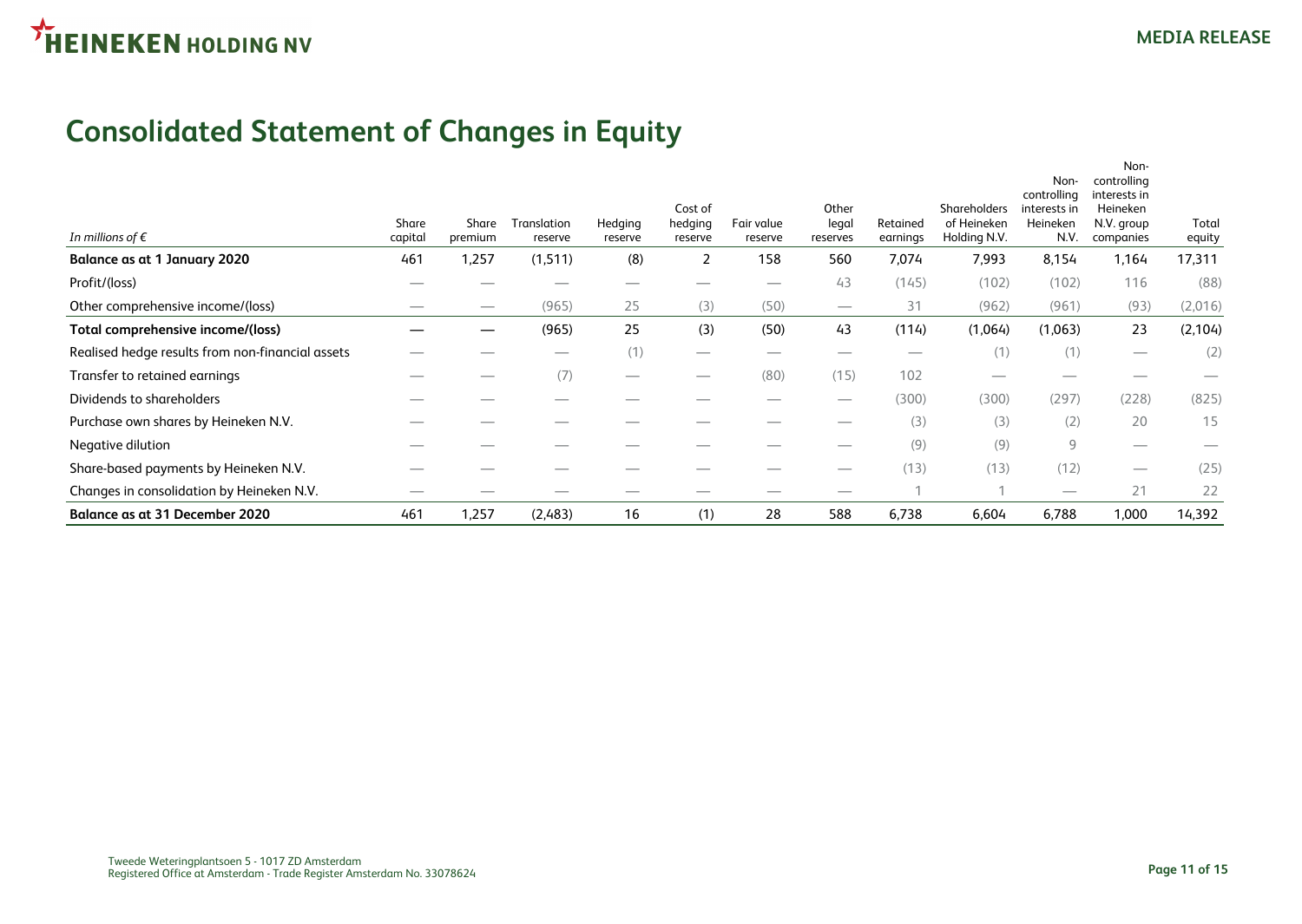# Consolidated Statement of Changes in Equity

| *In millions of €* | Share capital | Share premium | Translation reserve | Hedging reserve | Cost of hedging reserve | Fair value reserve | Other legal reserves | Retained earnings | Shareholders of Heineken Holding N.V. | Non-controlling interests in Heineken N.V. | Non-controlling interests in Heineken N.V. group companies | Total equity |
|---|---|---|---|---|---|---|---|---|---|---|---|---|
| **Balance as at 1 January 2020** | 461 | 1,257 | (1,511) | (8) | 2 | 158 | 560 | 7,074 | 7,993 | 8,154 | 1,164 | 17,311 |
| Profit/(loss) | — | — | — | — | — | — | 43 | (145) | (102) | (102) | 116 | (88) |
| Other comprehensive income/(loss) | — | — | (965) | 25 | (3) | (50) | — | 31 | (962) | (961) | (93) | (2,016) |
| **Total comprehensive income/(loss)** | **—** | **—** | **(965)** | **25** | **(3)** | **(50)** | **43** | **(114)** | **(1,064)** | **(1,063)** | **23** | **(2,104)** |
| Realised hedge results from non-financial assets | — | — | — | (1) | — | — | — | — | (1) | (1) | — | (2) |
| Transfer to retained earnings | — | — | (7) | — | — | (80) | (15) | 102 | — | — | — | — |
| Dividends to shareholders | — | — | — | — | — | — | — | (300) | (300) | (297) | (228) | (825) |
| Purchase own shares by Heineken N.V. | — | — | — | — | — | — | — | (3) | (3) | (2) | 20 | 15 |
| Negative dilution | — | — | — | — | — | — | — | (9) | (9) | 9 | — | — |
| Share-based payments by Heineken N.V. | — | — | — | — | — | — | — | (13) | (13) | (12) | — | (25) |
| Changes in consolidation by Heineken N.V. | — | — | — | — | — | — | — | 1 | 1 | — | 21 | 22 |
| **Balance as at 31 December 2020** | **461** | **1,257** | **(2,483)** | **16** | **(1)** | **28** | **588** | **6,738** | **6,604** | **6,788** | **1,000** | **14,392** |

Tweede Weteringplantsoen 5 - 1017 ZD Amsterdam
Registered Office at Amsterdam - Trade Register Amsterdam No. 33078624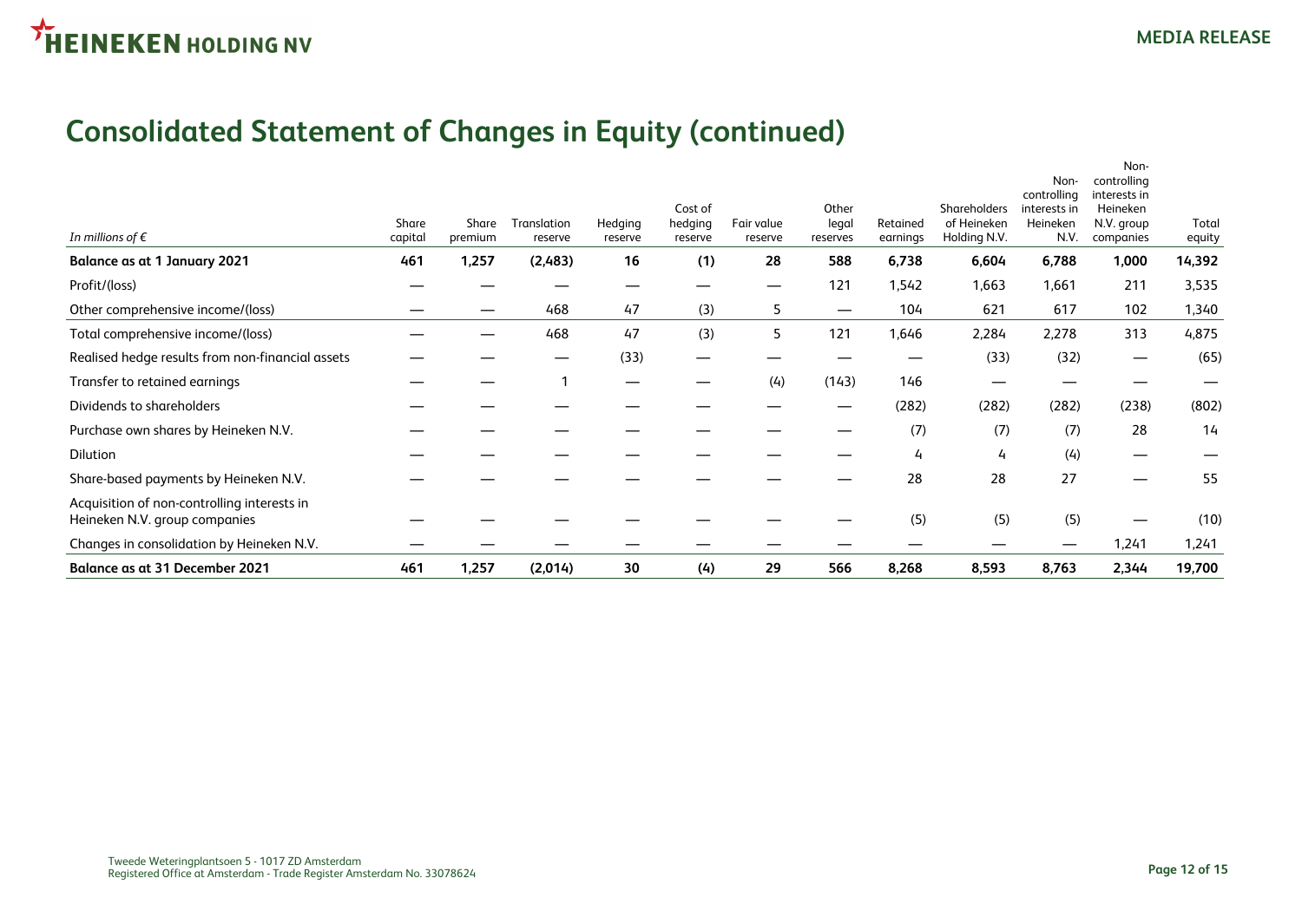# Consolidated Statement of Changes in Equity (continued)

| *In millions of €* | Share capital | Share premium | Translation reserve | Hedging reserve | Cost of hedging reserve | Fair value reserve | Other legal reserves | Retained earnings | Shareholders of Heineken Holding N.V. | Non-controlling interests in Heineken N.V. | Non-controlling interests in Heineken N.V. group companies | Total equity |
|---|---|---|---|---|---|---|---|---|---|---|---|---|
| **Balance as at 1 January 2021** | **461** | **1,257** | **(2,483)** | **16** | **(1)** | **28** | **588** | **6,738** | **6,604** | **6,788** | **1,000** | **14,392** |
| Profit/(loss) | — | — | — | — | — | — | 121 | 1,542 | 1,663 | 1,661 | 211 | 3,535 |
| Other comprehensive income/(loss) | — | — | 468 | 47 | (3) | 5 | — | 104 | 621 | 617 | 102 | 1,340 |
| Total comprehensive income/(loss) | — | — | 468 | 47 | (3) | 5 | 121 | 1,646 | 2,284 | 2,278 | 313 | 4,875 |
| Realised hedge results from non-financial assets | — | — | — | (33) | — | — | — | — | (33) | (32) | — | (65) |
| Transfer to retained earnings | — | — | 1 | — | — | (4) | (143) | 146 | — | — | — | — |
| Dividends to shareholders | — | — | — | — | — | — | — | (282) | (282) | (282) | (238) | (802) |
| Purchase own shares by Heineken N.V. | — | — | — | — | — | — | — | (7) | (7) | (7) | 28 | 14 |
| Dilution | — | — | — | — | — | — | — | 4 | 4 | (4) | — | — |
| Share-based payments by Heineken N.V. | — | — | — | — | — | — | — | 28 | 28 | 27 | — | 55 |
| Acquisition of non-controlling interests in Heineken N.V. group companies | — | — | — | — | — | — | — | (5) | (5) | (5) | — | (10) |
| Changes in consolidation by Heineken N.V. | — | — | — | — | — | — | — | — | — | — | 1,241 | 1,241 |
| **Balance as at 31 December 2021** | **461** | **1,257** | **(2,014)** | **30** | **(4)** | **29** | **566** | **8,268** | **8,593** | **8,763** | **2,344** | **19,700** |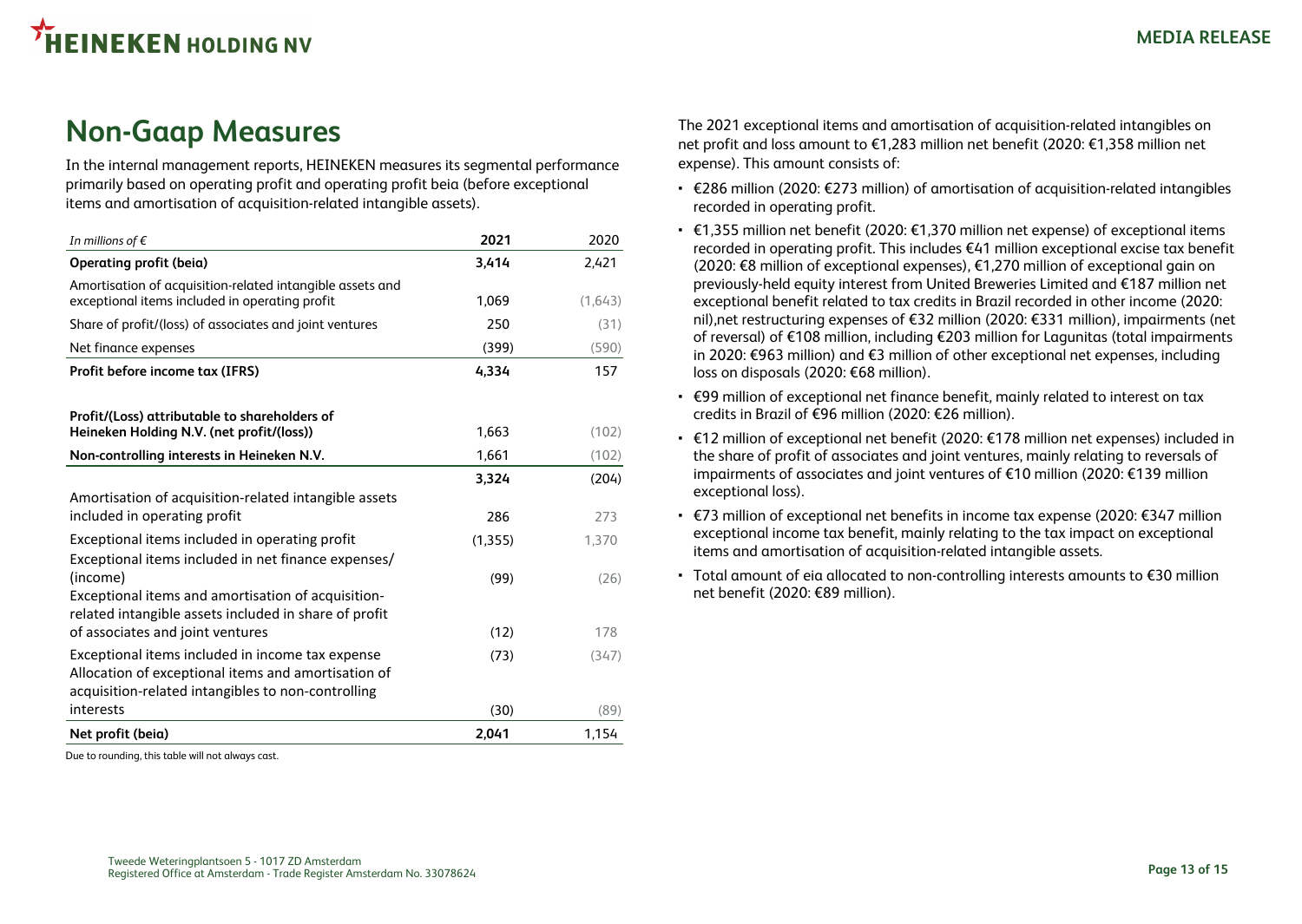# Non-Gaap Measures

In the internal management reports, HEINEKEN measures its segmental performance primarily based on operating profit and operating profit beia (before exceptional items and amortisation of acquisition-related intangible assets).

| *In millions of €* | 2021 | 2020 |
|---|---|---|
| **Operating profit (beia)** | **3,414** | 2,421 |
| Amortisation of acquisition-related intangible assets and exceptional items included in operating profit | 1,069 | (1,643) |
| Share of profit/(loss) of associates and joint ventures | 250 | (31) |
| Net finance expenses | (399) | (590) |
| **Profit before income tax (IFRS)** | **4,334** | 157 |
| | | |
| **Profit/(Loss) attributable to shareholders of Heineken Holding N.V. (net profit/(loss))** | 1,663 | (102) |
| **Non-controlling interests in Heineken N.V.** | 1,661 | (102) |
| | **3,324** | **(204)** |
| Amortisation of acquisition-related intangible assets included in operating profit | 286 | 273 |
| Exceptional items included in operating profit | (1,355) | 1,370 |
| Exceptional items included in net finance expenses/(income) | (99) | (26) |
| Exceptional items and amortisation of acquisition-related intangible assets included in share of profit of associates and joint ventures | (12) | 178 |
| Exceptional items included in income tax expense | (73) | (347) |
| Allocation of exceptional items and amortisation of acquisition-related intangibles to non-controlling interests | (30) | (89) |
| **Net profit (beia)** | **2,041** | 1,154 |

Due to rounding, this table will not always cast.

The 2021 exceptional items and amortisation of acquisition-related intangibles on net profit and loss amount to €1,283 million net benefit (2020: €1,358 million net expense). This amount consists of:

- €286 million (2020: €273 million) of amortisation of acquisition-related intangibles recorded in operating profit.
- €1,355 million net benefit (2020: €1,370 million net expense) of exceptional items recorded in operating profit. This includes €41 million exceptional excise tax benefit (2020: €8 million of exceptional expenses), €1,270 million of exceptional gain on previously-held equity interest from United Breweries Limited and €187 million net exceptional benefit related to tax credits in Brazil recorded in other income (2020: nil),net restructuring expenses of €32 million (2020: €331 million), impairments (net of reversal) of €108 million, including €203 million for Lagunitas (total impairments in 2020: €963 million) and €3 million of other exceptional net expenses, including loss on disposals (2020: €68 million).
- €99 million of exceptional net finance benefit, mainly related to interest on tax credits in Brazil of €96 million (2020: €26 million).
- €12 million of exceptional net benefit (2020: €178 million net expenses) included in the share of profit of associates and joint ventures, mainly relating to reversals of impairments of associates and joint ventures of €10 million (2020: €139 million exceptional loss).
- €73 million of exceptional net benefits in income tax expense (2020: €347 million exceptional income tax benefit, mainly relating to the tax impact on exceptional items and amortisation of acquisition-related intangible assets.
- Total amount of eia allocated to non-controlling interests amounts to €30 million net benefit (2020: €89 million).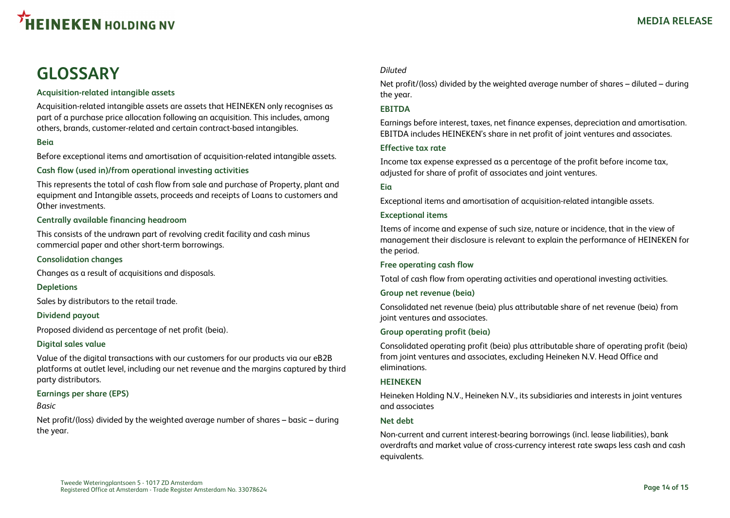# GLOSSARY

### Acquisition-related intangible assets

Acquisition-related intangible assets are assets that HEINEKEN only recognises as part of a purchase price allocation following an acquisition. This includes, among others, brands, customer-related and certain contract-based intangibles.

### Beia

Before exceptional items and amortisation of acquisition-related intangible assets.

### Cash flow (used in)/from operational investing activities

This represents the total of cash flow from sale and purchase of Property, plant and equipment and Intangible assets, proceeds and receipts of Loans to customers and Other investments.

### Centrally available financing headroom

This consists of the undrawn part of revolving credit facility and cash minus commercial paper and other short-term borrowings.

### Consolidation changes

Changes as a result of acquisitions and disposals.

### Depletions

Sales by distributors to the retail trade.

### Dividend payout

Proposed dividend as percentage of net profit (beia).

### Digital sales value

Value of the digital transactions with our customers for our products via our eB2B platforms at outlet level, including our net revenue and the margins captured by third party distributors.

### Earnings per share (EPS)

*Basic*

Net profit/(loss) divided by the weighted average number of shares – basic – during the year.

*Diluted*

Net profit/(loss) divided by the weighted average number of shares – diluted – during the year.

### EBITDA

Earnings before interest, taxes, net finance expenses, depreciation and amortisation. EBITDA includes HEINEKEN's share in net profit of joint ventures and associates.

### Effective tax rate

Income tax expense expressed as a percentage of the profit before income tax, adjusted for share of profit of associates and joint ventures.

### Eia

Exceptional items and amortisation of acquisition-related intangible assets.

### Exceptional items

Items of income and expense of such size, nature or incidence, that in the view of management their disclosure is relevant to explain the performance of HEINEKEN for the period.

### Free operating cash flow

Total of cash flow from operating activities and operational investing activities.

### Group net revenue (beia)

Consolidated net revenue (beia) plus attributable share of net revenue (beia) from joint ventures and associates.

### Group operating profit (beia)

Consolidated operating profit (beia) plus attributable share of operating profit (beia) from joint ventures and associates, excluding Heineken N.V. Head Office and eliminations.

### HEINEKEN

Heineken Holding N.V., Heineken N.V., its subsidiaries and interests in joint ventures and associates

### Net debt

Non-current and current interest-bearing borrowings (incl. lease liabilities), bank overdrafts and market value of cross-currency interest rate swaps less cash and cash equivalents.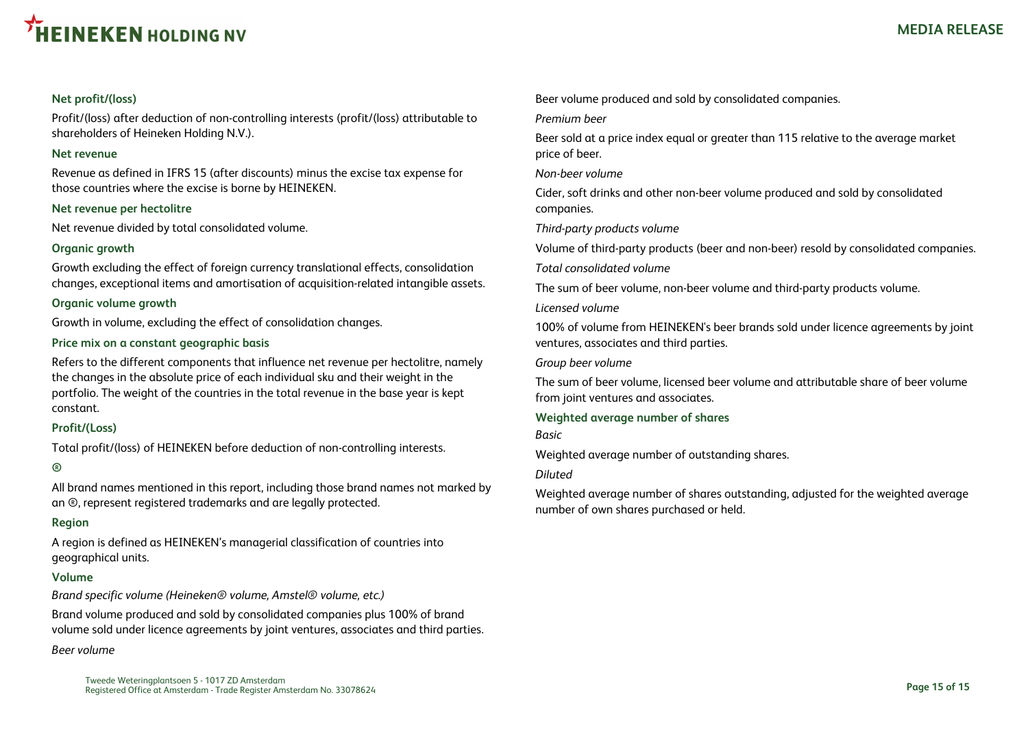**Net profit/(loss)**

Profit/(loss) after deduction of non-controlling interests (profit/(loss) attributable to shareholders of Heineken Holding N.V.).

**Net revenue**

Revenue as defined in IFRS 15 (after discounts) minus the excise tax expense for those countries where the excise is borne by HEINEKEN.

**Net revenue per hectolitre**

Net revenue divided by total consolidated volume.

**Organic growth**

Growth excluding the effect of foreign currency translational effects, consolidation changes, exceptional items and amortisation of acquisition-related intangible assets.

**Organic volume growth**

Growth in volume, excluding the effect of consolidation changes.

**Price mix on a constant geographic basis**

Refers to the different components that influence net revenue per hectolitre, namely the changes in the absolute price of each individual sku and their weight in the portfolio. The weight of the countries in the total revenue in the base year is kept constant.

**Profit/(Loss)**

Total profit/(loss) of HEINEKEN before deduction of non-controlling interests.

**®**

All brand names mentioned in this report, including those brand names not marked by an ®, represent registered trademarks and are legally protected.

**Region**

A region is defined as HEINEKEN's managerial classification of countries into geographical units.

**Volume**

*Brand specific volume (Heineken® volume, Amstel® volume, etc.)*

Brand volume produced and sold by consolidated companies plus 100% of brand volume sold under licence agreements by joint ventures, associates and third parties.

*Beer volume*

Beer volume produced and sold by consolidated companies.

*Premium beer*

Beer sold at a price index equal or greater than 115 relative to the average market price of beer.

*Non-beer volume*

Cider, soft drinks and other non-beer volume produced and sold by consolidated companies.

*Third-party products volume*

Volume of third-party products (beer and non-beer) resold by consolidated companies.

*Total consolidated volume*

The sum of beer volume, non-beer volume and third-party products volume.

*Licensed volume*

100% of volume from HEINEKEN's beer brands sold under licence agreements by joint ventures, associates and third parties.

*Group beer volume*

The sum of beer volume, licensed beer volume and attributable share of beer volume from joint ventures and associates.

**Weighted average number of shares**

*Basic*

Weighted average number of outstanding shares.

*Diluted*

Weighted average number of shares outstanding, adjusted for the weighted average number of own shares purchased or held.